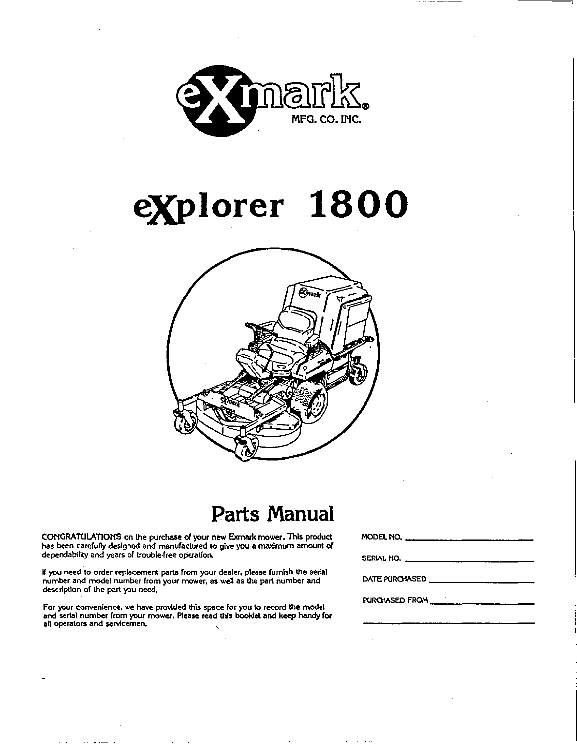# eXmark

MFG. CO. INC.

# eXplorer 1800

## Parts Manual

CONGRATULATIONS on the purchase of your new Exmark mower. This product has been carefully designed and manufactured to give you a maximum amount of dependability and years of trouble-free operation.

If you need to order replacement parts from your dealer, please furnish the serial number and model number from your mower, as well as the part number and description of the part you need.

For your convenience, we have provided this space for you to record the model and serial number from your mower. Please read this booklet and keep handy for all operators and servicemen.

MODEL NO. ____________________

SERIAL NO. ____________________

DATE PURCHASED ____________________

PURCHASED FROM ____________________

____________________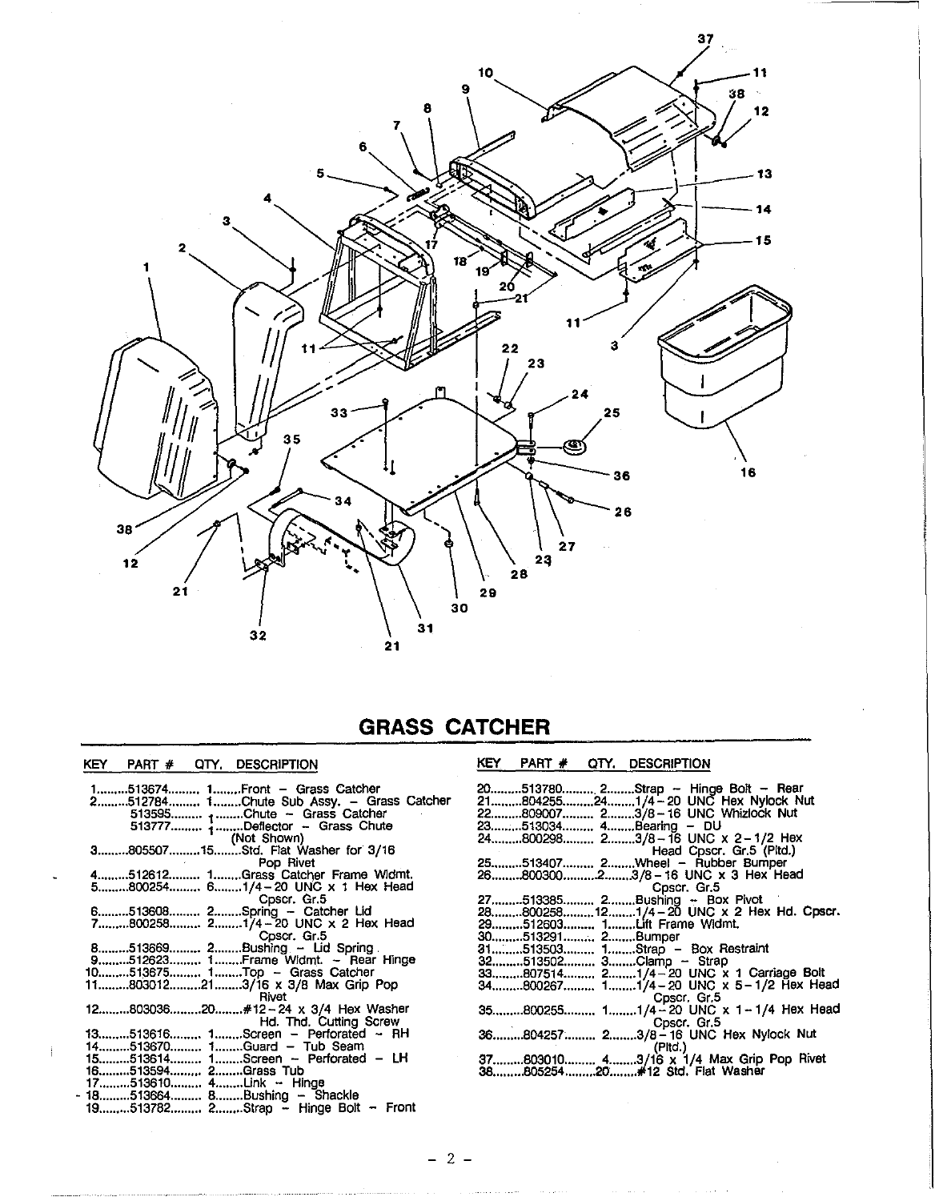## GRASS CATCHER

| KEY | PART # | QTY. | DESCRIPTION |
|---|---|---|---|
| 1 | 513674 | 1 | Front – Grass Catcher |
| 2 | 512784 | 1 | Chute Sub Assy. – Grass Catcher |
| | 513595 | 1 | Chute – Grass Catcher |
| | 513777 | 1 | Deflector – Grass Chute (Not Shown) |
| 3 | 805507 | 15 | Std. Flat Washer for 3/16 Pop Rivet |
| 4 | 512612 | 1 | Grass Catcher Frame Wldmt. |
| 5 | 800254 | 6 | 1/4-20 UNC x 1 Hex Head Cpscr. Gr.5 |
| 6 | 513608 | 2 | Spring – Catcher Lid |
| 7 | 800258 | 2 | 1/4-20 UNC x 2 Hex Head Cpscr. Gr.5 |
| 8 | 513669 | 2 | Bushing – Lid Spring |
| 9 | 512623 | 1 | Frame Wldmt. – Rear Hinge |
| 10 | 513675 | 1 | Top – Grass Catcher |
| 11 | 803012 | 21 | 3/16 x 3/8 Max Grip Pop Rivet |
| 12 | 803036 | 20 | #12-24 x 3/4 Hex Washer Hd. Thd. Cutting Screw |
| 13 | 513616 | 1 | Screen – Perforated – RH |
| 14 | 513670 | 1 | Guard – Tub Seam |
| 15 | 513614 | 1 | Screen – Perforated – LH |
| 16 | 513594 | 2 | Grass Tub |
| 17 | 513610 | 4 | Link – Hinge |
| 18 | 513664 | 8 | Bushing – Shackle |
| 19 | 513782 | 2 | Strap – Hinge Bolt – Front |
| 20 | 513780 | 2 | Strap – Hinge Bolt – Rear |
| 21 | 804255 | 24 | 1/4-20 UNC Hex Nylock Nut |
| 22 | 809007 | 2 | 3/8-16 UNC Whizlock Nut |
| 23 | 513034 | 4 | Bearing – DU |
| 24 | 800298 | 2 | 3/8-16 UNC x 2-1/2 Hex Head Cpscr. Gr.5 (Pltd.) |
| 25 | 513407 | 2 | Wheel – Rubber Bumper |
| 26 | 800300 | 2 | 3/8-16 UNC x 3 Hex Head Cpscr. Gr.5 |
| 27 | 513385 | 2 | Bushing – Box Pivot |
| 28 | 800258 | 12 | 1/4-20 UNC x 2 Hex Hd. Cpscr. |
| 29 | 512603 | 1 | Lift Frame Wldmt. |
| 30 | 513291 | 2 | Bumper |
| 31 | 513503 | 1 | Strap – Box Restraint |
| 32 | 513502 | 3 | Clamp – Strap |
| 33 | 807514 | 2 | 1/4-20 UNC x 1 Carriage Bolt |
| 34 | 800267 | 1 | 1/4-20 UNC x 5-1/2 Hex Head Cpscr. Gr.5 |
| 35 | 800255 | 1 | 1/4-20 UNC x 1-1/4 Hex Head Cpscr. Gr.5 |
| 36 | 804257 | 2 | 3/8-16 UNC Hex Nylock Nut (Pltd.) |
| 37 | 803010 | 4 | 3/16 x 1/4 Max Grip Pop Rivet |
| 38 | 805254 | 20 | #12 Std. Flat Washer |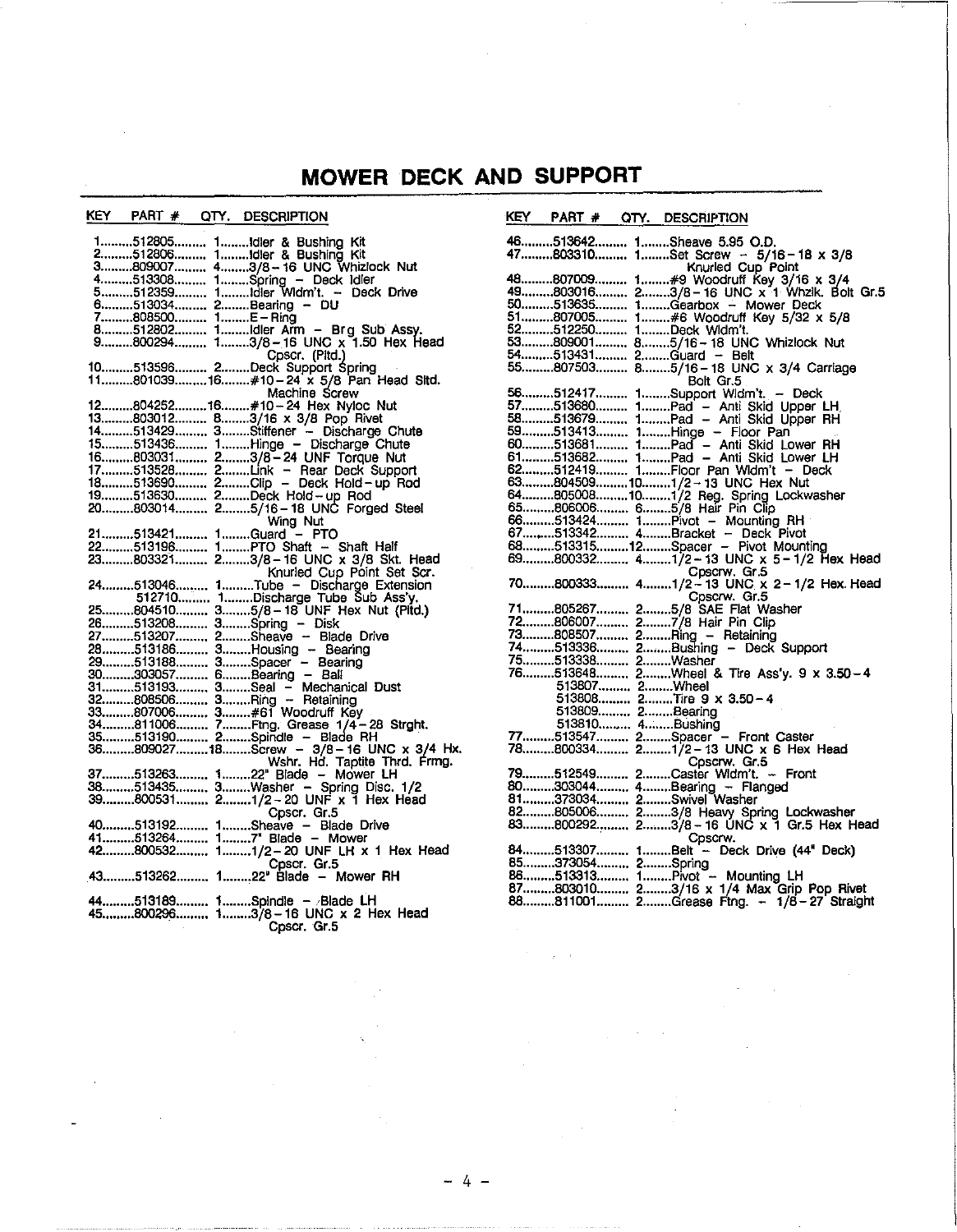# MOWER DECK AND SUPPORT

| KEY | PART # | QTY. | DESCRIPTION |
|---|---|---|---|
| 1 | 512805 | 1 | Idler & Bushing Kit |
| 2 | 512806 | 1 | Idler & Bushing Kit |
| 3 | 809007 | 4 | 3/8-16 UNC Whizlock Nut |
| 4 | 513308 | 1 | Spring - Deck Idler |
| 5 | 512359 | 1 | Idler Wldm't. - Deck Drive |
| 6 | 513034 | 2 | Bearing - DU |
| 7 | 808500 | 1 | E-Ring |
| 8 | 512802 | 1 | Idler Arm - Brg Sub Assy. |
| 9 | 800294 | 1 | 3/8-16 UNC x 1.50 Hex Head Cpscr. (Pltd.) |
| 10 | 513596 | 2 | Deck Support Spring |
| 11 | 801039 | 16 | #10-24 x 5/8 Pan Head Sltd. Machine Screw |
| 12 | 804252 | 16 | #10-24 Hex Nyloc Nut |
| 13 | 803012 | 8 | 3/16 x 3/8 Pop Rivet |
| 14 | 513429 | 3 | Stiffener - Discharge Chute |
| 15 | 513436 | 1 | Hinge - Discharge Chute |
| 16 | 803031 | 2 | 3/8-24 UNF Torque Nut |
| 17 | 513528 | 2 | Link - Rear Deck Support |
| 18 | 513690 | 2 | Clip - Deck Hold-up Rod |
| 19 | 513630 | 2 | Deck Hold-up Rod |
| 20 | 803014 | 2 | 5/16-18 UNC Forged Steel Wing Nut |
| 21 | 513421 | 1 | Guard - PTO |
| 22 | 513196 | 1 | PTO Shaft - Shaft Half |
| 23 | 803321 | 2 | 3/8-16 UNC x 3/8 Skt. Head Knurled Cup Point Set Scr. |
| 24 | 513046 | 1 | Tube - Discharge Extension |
| | 512710 | 1 | Discharge Tube Sub Ass'y. |
| 25 | 804510 | 3 | 5/8-18 UNF Hex Nut (Pltd.) |
| 26 | 513208 | 3 | Spring - Disk |
| 27 | 513207 | 2 | Sheave - Blade Drive |
| 28 | 513186 | 3 | Housing - Bearing |
| 29 | 513188 | 3 | Spacer - Bearing |
| 30 | 303057 | 6 | Bearing - Ball |
| 31 | 513193 | 3 | Seal - Mechanical Dust |
| 32 | 808506 | 3 | Ring - Retaining |
| 33 | 807006 | 3 | #61 Woodruff Key |
| 34 | 811006 | 7 | Ftng. Grease 1/4-28 Strght. |
| 35 | 513190 | 2 | Spindle - Blade RH |
| 36 | 809027 | 18 | Screw - 3/8-16 UNC x 3/4 Hx. Wshr. Hd. Taptite Thrd. Frmg. |
| 37 | 513263 | 1 | 22" Blade - Mower LH |
| 38 | 513435 | 3 | Washer - Spring Disc. 1/2 |
| 39 | 800531 | 2 | 1/2-20 UNF x 1 Hex Head Cpscr. Gr.5 |
| 40 | 513192 | 1 | Sheave - Blade Drive |
| 41 | 513264 | 1 | 7" Blade - Mower |
| 42 | 800532 | 1 | 1/2-20 UNF LH x 1 Hex Head Cpscr. Gr.5 |
| 43 | 513262 | 1 | 22" Blade - Mower RH |
| 44 | 513189 | 1 | Spindle - Blade LH |
| 45 | 800296 | 1 | 3/8-16 UNC x 2 Hex Head Cpscr. Gr.5 |
| 46 | 513642 | 1 | Sheave 5.95 O.D. |
| 47 | 803310 | 1 | Set Screw - 5/16-18 x 3/8 Knurled Cup Point |
| 48 | 807009 | 1 | #9 Woodruff Key 3/16 x 3/4 |
| 49 | 803016 | 2 | 3/8-16 UNC x 1 Whzlk. Bolt Gr.5 |
| 50 | 513635 | 1 | Gearbox - Mower Deck |
| 51 | 807005 | 1 | #6 Woodruff Key 5/32 x 5/8 |
| 52 | 512250 | 1 | Deck Wldm't. |
| 53 | 809001 | 8 | 5/16-18 UNC Whizlock Nut |
| 54 | 513431 | 2 | Guard - Belt |
| 55 | 807503 | 8 | 5/16-18 UNC x 3/4 Carriage Bolt Gr.5 |
| 56 | 512417 | 1 | Support Wldm't. - Deck |
| 57 | 513680 | 1 | Pad - Anti Skid Upper LH |
| 58 | 513679 | 1 | Pad - Anti Skid Upper RH |
| 59 | 513413 | 1 | Hinge - Floor Pan |
| 60 | 513681 | 1 | Pad - Anti Skid Lower RH |
| 61 | 513682 | 1 | Pad - Anti Skid Lower LH |
| 62 | 512419 | 1 | Floor Pan Wldm't - Deck |
| 63 | 804509 | 10 | 1/2-13 UNC Hex Nut |
| 64 | 805008 | 10 | 1/2 Reg. Spring Lockwasher |
| 65 | 806006 | 6 | 5/8 Hair Pin Clip |
| 66 | 513424 | 1 | Pivot - Mounting RH |
| 67 | 513342 | 4 | Bracket - Deck Pivot |
| 68 | 513315 | 12 | Spacer - Pivot Mounting |
| 69 | 800332 | 4 | 1/2-13 UNC x 5-1/2 Hex Head Cpscrw. Gr.5 |
| 70 | 800333 | 4 | 1/2-13 UNC x 2-1/2 Hex. Head Cpscrw. Gr.5 |
| 71 | 805267 | 2 | 5/8 SAE Flat Washer |
| 72 | 806007 | 2 | 7/8 Hair Pin Clip |
| 73 | 808507 | 2 | Ring - Retaining |
| 74 | 513336 | 2 | Bushing - Deck Support |
| 75 | 513338 | 2 | Washer |
| 76 | 513648 | 2 | Wheel & Tire Ass'y. 9 x 3.50-4 |
| | 513807 | 2 | Wheel |
| | 513808 | 2 | Tire 9 x 3.50-4 |
| | 513809 | 2 | Bearing |
| | 513810 | 4 | Bushing |
| 77 | 513547 | 2 | Spacer - Front Caster |
| 78 | 800334 | 2 | 1/2-13 UNC x 6 Hex Head Cpscrw. Gr.5 |
| 79 | 512549 | 2 | Caster Wldm't. - Front |
| 80 | 303044 | 4 | Bearing - Flanged |
| 81 | 373034 | 2 | Swivel Washer |
| 82 | 805006 | 2 | 3/8 Heavy Spring Lockwasher |
| 83 | 800292 | 2 | 3/8-16 UNC x 1 Gr.5 Hex Head Cpscrw. |
| 84 | 513307 | 1 | Belt - Deck Drive (44" Deck) |
| 85 | 373054 | 2 | Spring |
| 86 | 513313 | 1 | Pivot - Mounting LH |
| 87 | 803010 | 2 | 3/16 x 1/4 Max Grip Pop Rivet |
| 88 | 811001 | 2 | Grease Ftng. - 1/8-27 Straight |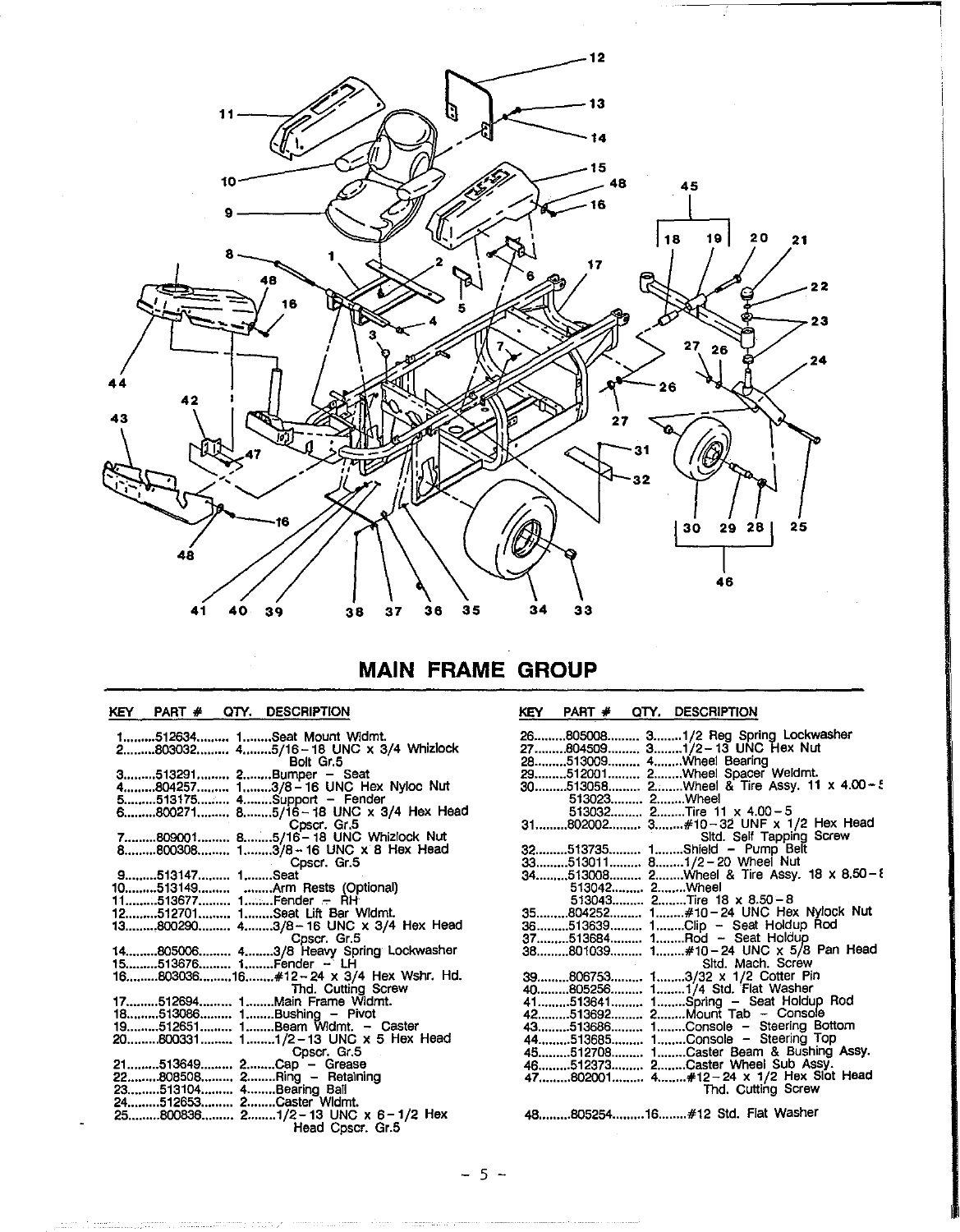## MAIN FRAME GROUP

| KEY | PART # | QTY. | DESCRIPTION |
|---|---|---|---|
| 1 | 512634 | 1 | Seat Mount Wldmt. |
| 2 | 803032 | 4 | 5/16-18 UNC x 3/4 Whizlock Bolt Gr.5 |
| 3 | 513291 | 2 | Bumper - Seat |
| 4 | 804257 | 1 | 3/8-16 UNC Hex Nyloc Nut |
| 5 | 513175 | 4 | Support - Fender |
| 6 | 800271 | 8 | 5/16-18 UNC x 3/4 Hex Head Cpscr. Gr.5 |
| 7 | 809001 | 8 | 5/16-18 UNC Whizlock Nut |
| 8 | 800308 | 1 | 3/8-16 UNC x 8 Hex Head Cpscr. Gr.5 |
| 9 | 513147 | 1 | Seat |
| 10 | 513149 | | Arm Rests (Optional) |
| 11 | 513677 | 1 | Fender - RH |
| 12 | 512701 | 1 | Seat Lift Bar Wldmt. |
| 13 | 800290 | 4 | 3/8-16 UNC x 3/4 Hex Head Cpscr. Gr.5 |
| 14 | 805006 | 4 | 3/8 Heavy Spring Lockwasher |
| 15 | 513676 | 1 | Fender - LH |
| 16 | 803036 | 16 | #12-24 x 3/4 Hex Wshr. Hd. Thd. Cutting Screw |
| 17 | 512694 | 1 | Main Frame Wldmt. |
| 18 | 513086 | 1 | Bushing - Pivot |
| 19 | 512651 | 1 | Beam Wldmt. - Caster |
| 20 | 800331 | 1 | 1/2-13 UNC x 5 Hex Head Cpscr. Gr.5 |
| 21 | 513649 | 2 | Cap - Grease |
| 22 | 808508 | 2 | Ring - Retaining |
| 23 | 513104 | 4 | Bearing Ball |
| 24 | 512653 | 2 | Caster Wldmt. |
| 25 | 800836 | 2 | 1/2-13 UNC x 6-1/2 Hex Head Cpscr. Gr.5 |
| 26 | 805008 | 3 | 1/2 Reg Spring Lockwasher |
| 27 | 804509 | 3 | 1/2-13 UNC Hex Nut |
| 28 | 513009 | 4 | Wheel Bearing |
| 29 | 512001 | 2 | Wheel Spacer Weldmt. |
| 30 | 513058 | 2 | Wheel & Tire Assy. 11 x 4.00-5 |
| | 513023 | 2 | Wheel |
| | 513032 | 2 | Tire 11 x 4.00-5 |
| 31 | 802002 | 3 | #10-32 UNF x 1/2 Hex Head Sltd. Self Tapping Screw |
| 32 | 513735 | 1 | Shield - Pump Belt |
| 33 | 513011 | 8 | 1/2-20 Wheel Nut |
| 34 | 513008 | 2 | Wheel & Tire Assy. 18 x 8.50-8 |
| | 513042 | 2 | Wheel |
| | 513043 | 2 | Tire 18 x 8.50-8 |
| 35 | 804252 | 1 | #10-24 UNC Hex Nylock Nut |
| 36 | 513639 | 1 | Clip - Seat Holdup Rod |
| 37 | 513684 | 1 | Rod - Seat Holdup |
| 38 | 801039 | 1 | #10-24 UNC x 5/8 Pan Head Sltd. Mach. Screw |
| 39 | 806753 | 1 | 3/32 x 1/2 Cotter Pin |
| 40 | 805256 | 1 | 1/4 Std. Flat Washer |
| 41 | 513641 | 1 | Spring - Seat Holdup Rod |
| 42 | 513692 | 2 | Mount Tab - Console |
| 43 | 513686 | 1 | Console - Steering Bottom |
| 44 | 513685 | 1 | Console - Steering Top |
| 45 | 512708 | 1 | Caster Beam & Bushing Assy. |
| 46 | 512373 | 2 | Caster Wheel Sub Assy. |
| 47 | 802001 | 4 | #12-24 x 1/2 Hex Slot Head Thd. Cutting Screw |
| 48 | 805254 | 16 | #12 Std. Flat Washer |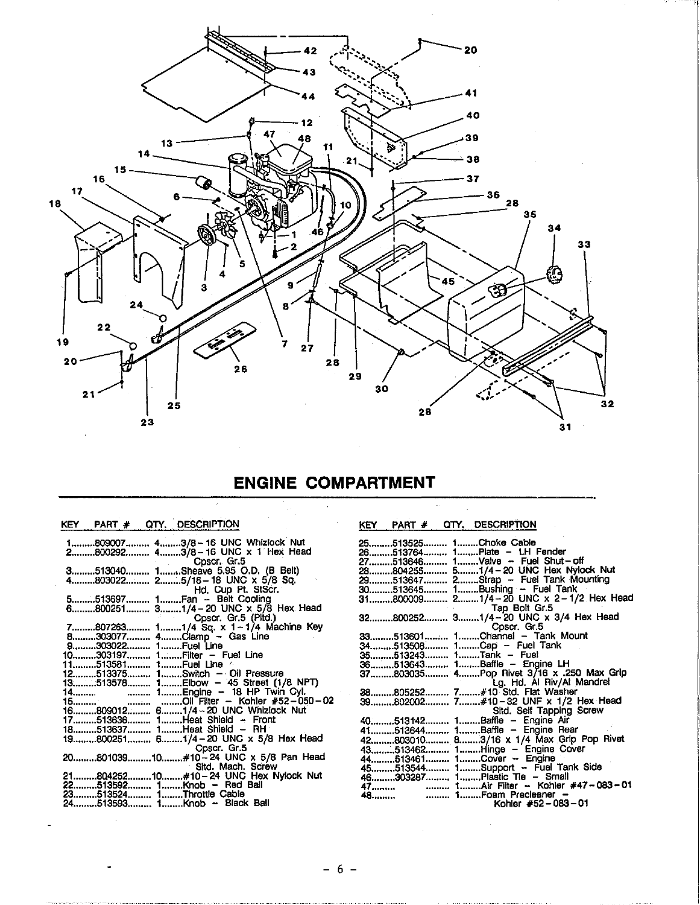## ENGINE COMPARTMENT

| KEY | PART # | QTY. | DESCRIPTION |
|---|---|---|---|
| 1 | 809007 | 4 | 3/8 - 16 UNC Whizlock Nut |
| 2 | 800292 | 4 | 3/8 - 16 UNC x 1 Hex Head Cpscr. Gr.5 |
| 3 | 513040 | 1 | Sheave 5.95 O.D. (B Belt) |
| 4 | 803022 | 2 | 5/16 - 18 UNC x 5/8 Sq. Hd. Cup Pt. StScr. |
| 5 | 513697 | 1 | Fan - Belt Cooling |
| 6 | 800251 | 3 | 1/4 - 20 UNC x 5/8 Hex Head Cpscr. Gr.5 (Pltd.) |
| 7 | 807263 | 1 | 1/4 Sq. x 1-1/4 Machine Key |
| 8 | 303077 | 4 | Clamp - Gas Line |
| 9 | 303022 | 1 | Fuel Line |
| 10 | 303197 | 1 | Filter - Fuel Line |
| 11 | 513581 | 1 | Fuel Line |
| 12 | 513375 | 1 | Switch - Oil Pressure |
| 13 | 513578 | 1 | Elbow - 45 Street (1/8 NPT) |
| 14 | | 1 | Engine - 18 HP Twin Cyl. |
| 15 | | | Oil Filter - Kohler #52-050-02 |
| 16 | 809012 | 6 | 1/4 - 20 UNC Whizlock Nut |
| 17 | 513636 | 1 | Heat Shield - Front |
| 18 | 513637 | 1 | Heat Shield - RH |
| 19 | 800251 | 6 | 1/4 - 20 UNC x 5/8 Hex Head Cpscr. Gr.5 |
| 20 | 801039 | 10 | #10 - 24 UNC x 5/8 Pan Head Sltd. Mach. Screw |
| 21 | 804252 | 10 | #10 - 24 UNC Hex Nylock Nut |
| 22 | 513592 | 1 | Knob - Red Ball |
| 23 | 513524 | 1 | Throttle Cable |
| 24 | 513593 | 1 | Knob - Black Ball |
| 25 | 513525 | 1 | Choke Cable |
| 26 | 513764 | 1 | Plate - LH Fender |
| 27 | 513646 | 1 | Valve - Fuel Shut-off |
| 28 | 804255 | 5 | 1/4 - 20 UNC Hex Nylock Nut |
| 29 | 513647 | 2 | Strap - Fuel Tank Mounting |
| 30 | 513645 | 1 | Bushing - Fuel Tank |
| 31 | 800009 | 2 | 1/4 - 20 UNC x 2-1/2 Hex Head Tap Bolt Gr.5 |
| 32 | 800252 | 3 | 1/4 - 20 UNC x 3/4 Hex Head Cpscr. Gr.5 |
| 33 | 513601 | 1 | Channel - Tank Mount |
| 34 | 513508 | 1 | Cap - Fuel Tank |
| 35 | 513243 | 1 | Tank - Fuel |
| 36 | 513643 | 1 | Baffle - Engine LH |
| 37 | 803035 | 4 | Pop Rivet 3/16 x .250 Max Grip Lg. Hd. Al Riv/Al Mandrel |
| 38 | 805252 | 7 | #10 Std. Flat Washer |
| 39 | 802002 | 7 | #10 - 32 UNF x 1/2 Hex Head Sltd. Self Tapping Screw |
| 40 | 513142 | 1 | Baffle - Engine Air |
| 41 | 513644 | 1 | Baffle - Engine Rear |
| 42 | 803010 | 8 | 3/16 x 1/4 Max Grip Pop Rivet |
| 43 | 513462 | 1 | Hinge - Engine Cover |
| 44 | 513461 | 1 | Cover - Engine |
| 45 | 513544 | 1 | Support - Fuel Tank Side |
| 46 | 303287 | 1 | Plastic Tie - Small |
| 47 | | 1 | Air Filter - Kohler #47-083-01 |
| 48 | | 1 | Foam Precleaner - Kohler #52-083-01 |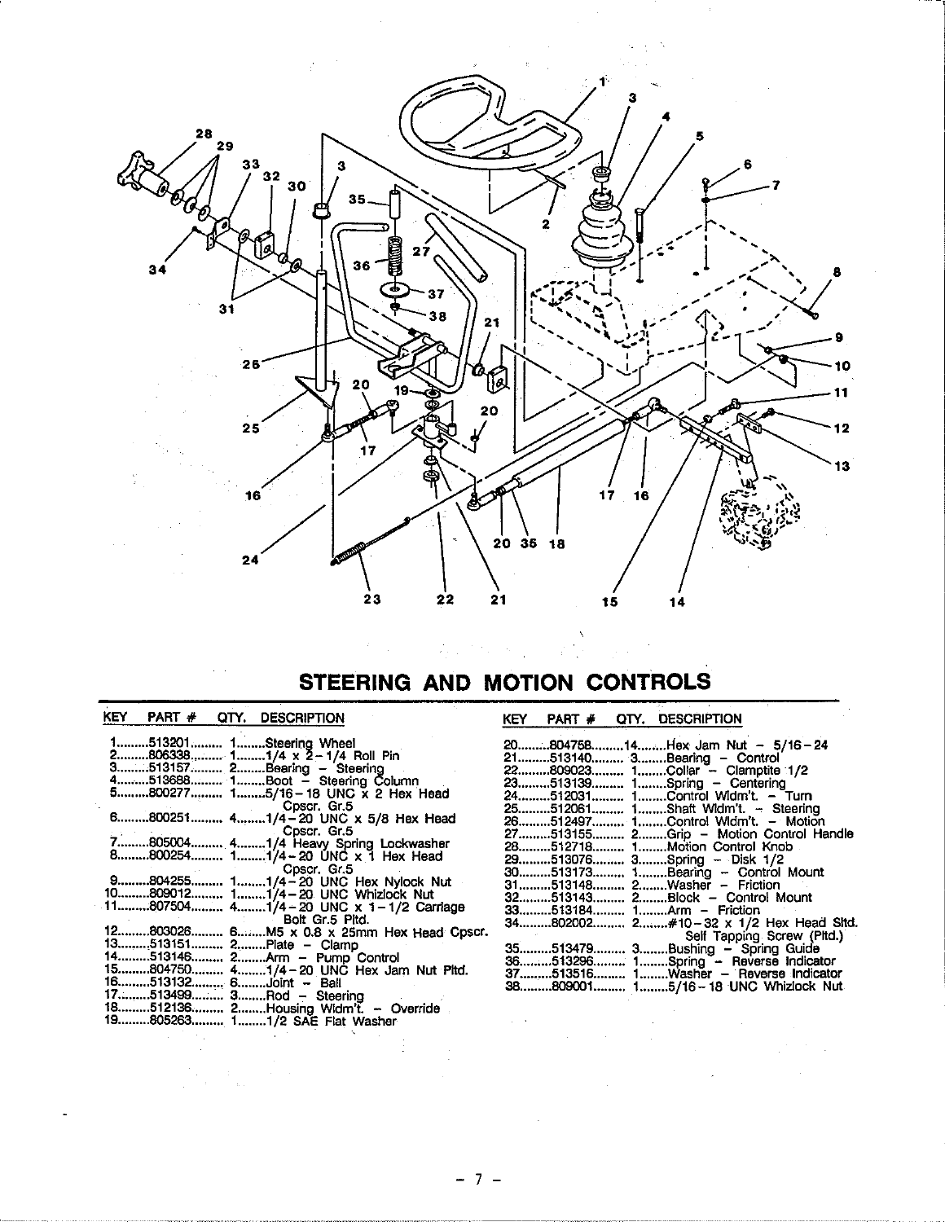# STEERING AND MOTION CONTROLS

| KEY | PART # | QTY. | DESCRIPTION |
|---|---|---|---|
| 1 | 513201 | 1 | Steering Wheel |
| 2 | 806338 | 1 | 1/4 x 2-1/4 Roll Pin |
| 3 | 513157 | 2 | Bearing - Steering |
| 4 | 513688 | 1 | Boot - Steering Column |
| 5 | 800277 | 1 | 5/16-18 UNC x 2 Hex Head Cpscr. Gr.5 |
| 6 | 800251 | 4 | 1/4-20 UNC x 5/8 Hex Head Cpscr. Gr.5 |
| 7 | 805004 | 4 | 1/4 Heavy Spring Lockwasher |
| 8 | 800254 | 1 | 1/4-20 UNC x 1 Hex Head Cpscr. Gr.5 |
| 9 | 804255 | 1 | 1/4-20 UNC Hex Nylock Nut |
| 10 | 809012 | 1 | 1/4-20 UNC Whizlock Nut |
| 11 | 807504 | 4 | 1/4-20 UNC x 1-1/2 Carriage Bolt Gr.5 Pltd. |
| 12 | 803026 | 6 | M5 x 0.8 x 25mm Hex Head Cpscr. |
| 13 | 513151 | 2 | Plate - Clamp |
| 14 | 513146 | 2 | Arm - Pump Control |
| 15 | 804750 | 4 | 1/4-20 UNC Hex Jam Nut Pltd. |
| 16 | 513132 | 6 | Joint - Ball |
| 17 | 513499 | 3 | Rod - Steering |
| 18 | 512136 | 2 | Housing Wldm't. - Override |
| 19 | 805263 | 1 | 1/2 SAE Flat Washer |
| 20 | 804758 | 14 | Hex Jam Nut - 5/16-24 |
| 21 | 513140 | 3 | Bearing - Control |
| 22 | 809023 | 1 | Collar - Clamptite 1/2 |
| 23 | 513139 | 1 | Spring - Centering |
| 24 | 512031 | 1 | Control Wldm't. - Turn |
| 25 | 512061 | 1 | Shaft Wldm't. - Steering |
| 26 | 512497 | 1 | Control Wldm't. - Motion |
| 27 | 513155 | 2 | Grip - Motion Control Handle |
| 28 | 512718 | 1 | Motion Control Knob |
| 29 | 513076 | 3 | Spring - Disk 1/2 |
| 30 | 513173 | 1 | Bearing - Control Mount |
| 31 | 513148 | 2 | Washer - Friction |
| 32 | 513143 | 2 | Block - Control Mount |
| 33 | 513184 | 1 | Arm - Friction |
| 34 | 802002 | 2 | #10-32 x 1/2 Hex Head Sltd. Self Tapping Screw (Pltd.) |
| 35 | 513479 | 3 | Bushing - Spring Guide |
| 36 | 513296 | 1 | Spring - Reverse Indicator |
| 37 | 513516 | 1 | Washer - Reverse Indicator |
| 38 | 809001 | 1 | 5/16-18 UNC Whizlock Nut |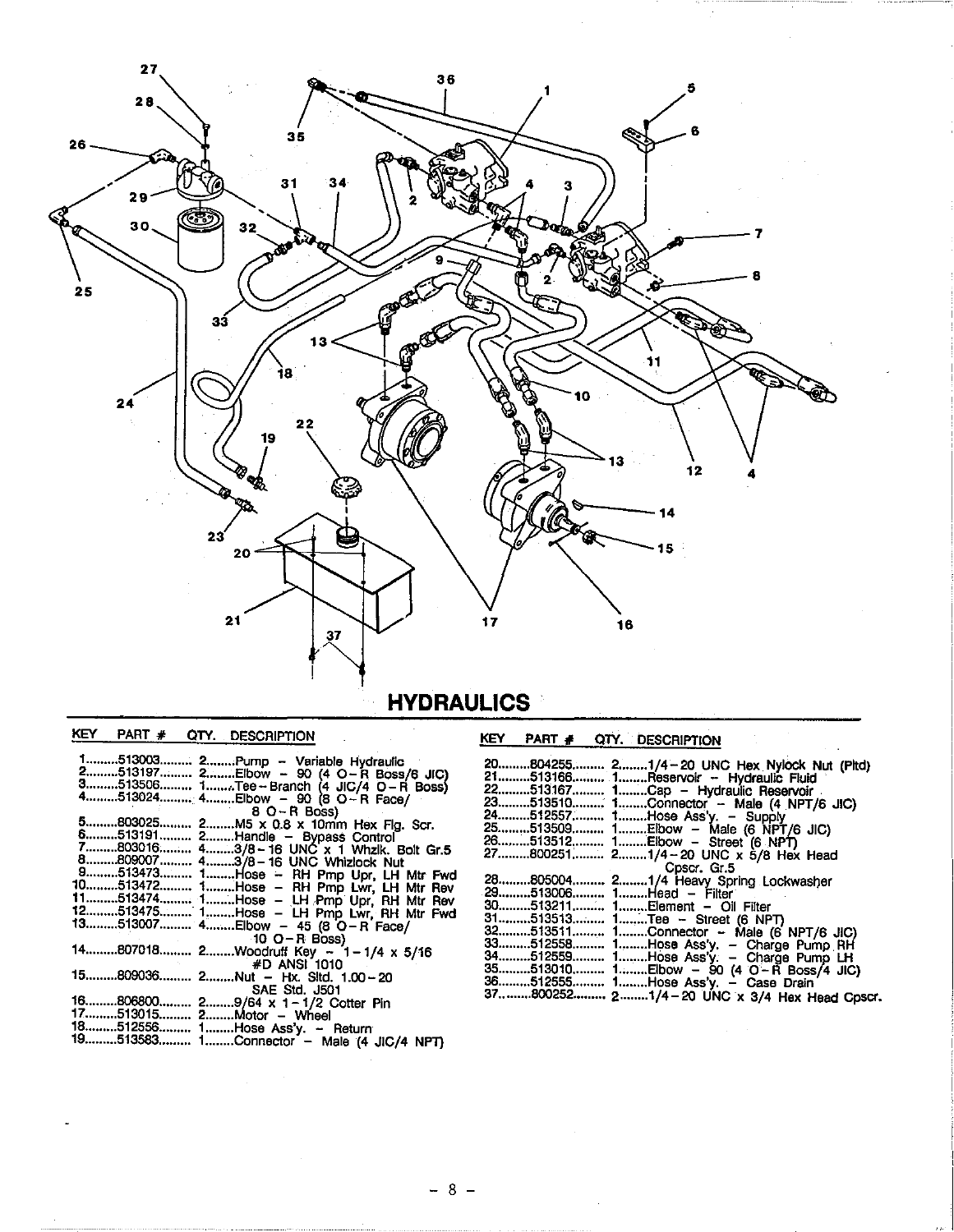## HYDRAULICS

| KEY | PART # | QTY. | DESCRIPTION |
|---|---|---|---|
| 1 | 513003 | 2 | Pump – Variable Hydraulic |
| 2 | 513197 | 2 | Elbow – 90 (4 O-R Boss/6 JIC) |
| 3 | 513506 | 1 | Tee-Branch (4 JIC/4 O-R Boss) |
| 4 | 513024 | 4 | Elbow – 90 (8 O-R Face/ 8 O-R Boss) |
| 5 | 803025 | 2 | M5 x 0.8 x 10mm Hex Flg. Scr. |
| 6 | 513191 | 2 | Handle – Bypass Control |
| 7 | 803016 | 4 | 3/8-16 UNC x 1 Whzlk. Bolt Gr.5 |
| 8 | 809007 | 4 | 3/8-16 UNC Whizlock Nut |
| 9 | 513473 | 1 | Hose – RH Pmp Upr, LH Mtr Fwd |
| 10 | 513472 | 1 | Hose – RH Pmp Lwr, LH Mtr Rev |
| 11 | 513474 | 1 | Hose – LH Pmp Upr, RH Mtr Rev |
| 12 | 513475 | 1 | Hose – LH Pmp Lwr, RH Mtr Fwd |
| 13 | 513007 | 4 | Elbow – 45 (8 O-R Face/ 10 O-R Boss) |
| 14 | 807018 | 2 | Woodruff Key – 1-1/4 x 5/16 #D ANSI 1010 |
| 15 | 809036 | 2 | Nut – Hx. Sltd. 1.00-20 SAE Std. J501 |
| 16 | 806800 | 2 | 9/64 x 1-1/2 Cotter Pin |
| 17 | 513015 | 2 | Motor – Wheel |
| 18 | 512556 | 1 | Hose Ass'y. – Return |
| 19 | 513583 | 1 | Connector – Male (4 JIC/4 NPT) |
| 20 | 804255 | 2 | 1/4-20 UNC Hex Nylock Nut (Pltd) |
| 21 | 513166 | 1 | Reservoir – Hydraulic Fluid |
| 22 | 513167 | 1 | Cap – Hydraulic Reservoir |
| 23 | 513510 | 1 | Connector – Male (4 NPT/6 JIC) |
| 24 | 512557 | 1 | Hose Ass'y. – Supply |
| 25 | 513509 | 1 | Elbow – Male (6 NPT/6 JIC) |
| 26 | 513512 | 1 | Elbow – Street (6 NPT) |
| 27 | 800251 | 2 | 1/4-20 UNC x 5/8 Hex Head Cpscr. Gr.5 |
| 28 | 805004 | 2 | 1/4 Heavy Spring Lockwasher |
| 29 | 513006 | 1 | Head – Filter |
| 30 | 513211 | 1 | Element – Oil Filter |
| 31 | 513513 | 1 | Tee – Street (6 NPT) |
| 32 | 513511 | 1 | Connector – Male (6 NPT/6 JIC) |
| 33 | 512558 | 1 | Hose Ass'y. – Charge Pump RH |
| 34 | 512559 | 1 | Hose Ass'y. – Charge Pump LH |
| 35 | 513010 | 1 | Elbow – 90 (4 O-R Boss/4 JIC) |
| 36 | 512555 | 1 | Hose Ass'y. – Case Drain |
| 37 | 800252 | 2 | 1/4-20 UNC x 3/4 Hex Head Cpscr. |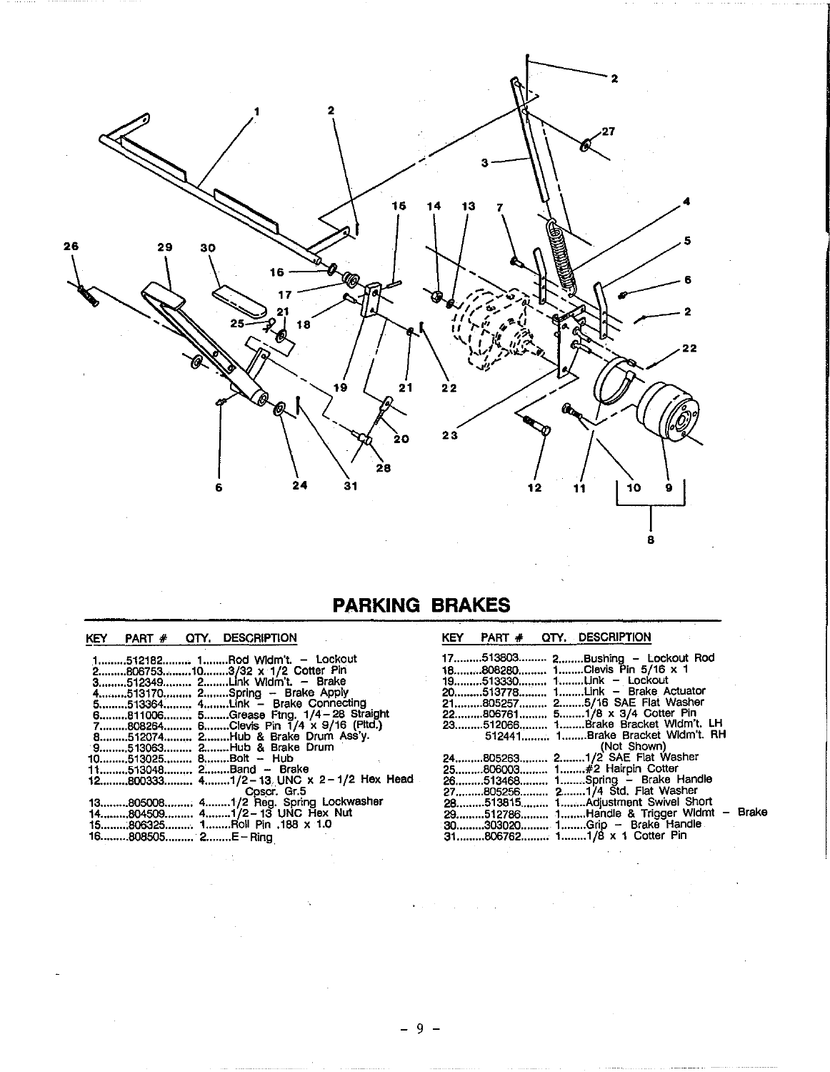# PARKING BRAKES

| KEY | PART # | QTY. | DESCRIPTION |
|---|---|---|---|
| 1 | 512182 | 1 | Rod Wldm't. – Lockout |
| 2 | 806753 | 10 | 3/32 x 1/2 Cotter Pin |
| 3 | 512349 | 2 | Link Wldm't. – Brake |
| 4 | 513170 | 2 | Spring – Brake Apply |
| 5 | 513364 | 4 | Link – Brake Connecting |
| 6 | 811006 | 5 | Grease Ftng. 1/4-28 Straight |
| 7 | 808264 | 6 | Clevis Pin 1/4 x 9/16 (Pltd.) |
| 8 | 512074 | 2 | Hub & Brake Drum Ass'y. |
| 9 | 513063 | 2 | Hub & Brake Drum |
| 10 | 513025 | 8 | Bolt – Hub |
| 11 | 513048 | 2 | Band – Brake |
| 12 | 800333 | 4 | 1/2-13 UNC x 2-1/2 Hex Head Cpscr. Gr.5 |
| 13 | 805008 | 4 | 1/2 Reg. Spring Lockwasher |
| 14 | 804509 | 4 | 1/2-13 UNC Hex Nut |
| 15 | 806325 | 1 | Roll Pin .188 x 1.0 |
| 16 | 808505 | 2 | E-Ring |
| 17 | 513803 | 2 | Bushing – Lockout Rod |
| 18 | 808280 | 1 | Clevis Pin 5/16 x 1 |
| 19 | 513330 | 1 | Link – Lockout |
| 20 | 513778 | 1 | Link – Brake Actuator |
| 21 | 805257 | 2 | 5/16 SAE Flat Washer |
| 22 | 806761 | 5 | 1/8 x 3/4 Cotter Pin |
| 23 | 512066 | 1 | Brake Bracket Wldm't. LH |
| | 512441 | 1 | Brake Bracket Wldm't. RH (Not Shown) |
| 24 | 805263 | 2 | 1/2 SAE Flat Washer |
| 25 | 806003 | 1 | #2 Hairpin Cotter |
| 26 | 513468 | 1 | Spring – Brake Handle |
| 27 | 805256 | 2 | 1/4 Std. Flat Washer |
| 28 | 513815 | 1 | Adjustment Swivel Short |
| 29 | 512786 | 1 | Handle & Trigger Wldmt – Brake |
| 30 | 303020 | 1 | Grip – Brake Handle |
| 31 | 806762 | 1 | 1/8 x 1 Cotter Pin |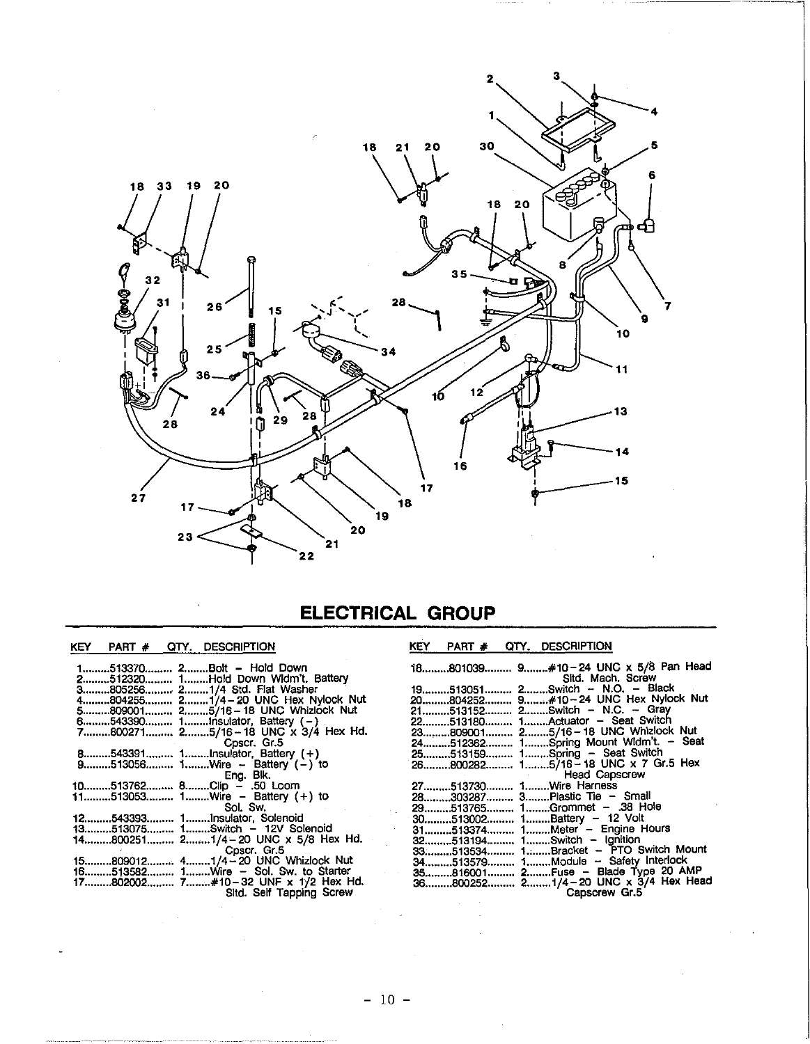## ELECTRICAL GROUP

| KEY | PART # | QTY. | DESCRIPTION |
|---|---|---|---|
| 1 | 513370 | 2 | Bolt - Hold Down |
| 2 | 512320 | 1 | Hold Down Wldm't. Battery |
| 3 | 805256 | 2 | 1/4 Std. Flat Washer |
| 4 | 804255 | 2 | 1/4-20 UNC Hex Nylock Nut |
| 5 | 809001 | 2 | 5/16-18 UNC Whizlock Nut |
| 6 | 543390 | 1 | Insulator, Battery (-) |
| 7 | 800271 | 2 | 5/16-18 UNC x 3/4 Hex Hd. Cpscr. Gr.5 |
| 8 | 543391 | 1 | Insulator, Battery (+) |
| 9 | 513056 | 1 | Wire - Battery (-) to Eng. Blk. |
| 10 | 513762 | 8 | Clip - .50 Loom |
| 11 | 513053 | 1 | Wire - Battery (+) to Sol. Sw. |
| 12 | 543393 | 1 | Insulator, Solenoid |
| 13 | 513075 | 1 | Switch - 12V Solenoid |
| 14 | 800251 | 2 | 1/4-20 UNC x 5/8 Hex Hd. Cpscr. Gr.5 |
| 15 | 809012 | 4 | 1/4-20 UNC Whizlock Nut |
| 16 | 513582 | 1 | Wire - Sol. Sw. to Starter |
| 17 | 802002 | 7 | #10-32 UNF x 1/2 Hex Hd. Sltd. Self Tapping Screw |
| 18 | 801039 | 9 | #10-24 UNC x 5/8 Pan Head Sltd. Mach. Screw |
| 19 | 513051 | 2 | Switch - N.O. - Black |
| 20 | 804252 | 9 | #10-24 UNC Hex Nylock Nut |
| 21 | 513152 | 2 | Switch - N.C. - Gray |
| 22 | 513180 | 1 | Actuator - Seat Switch |
| 23 | 809001 | 2 | 5/16-18 UNC Whizlock Nut |
| 24 | 512362 | 1 | Spring Mount Wldm't. - Seat |
| 25 | 513159 | 1 | Spring - Seat Switch |
| 26 | 800282 | 1 | 5/16-18 UNC x 7 Gr.5 Hex Head Capscrew |
| 27 | 513730 | 1 | Wire Harness |
| 28 | 303287 | 3 | Plastic Tie - Small |
| 29 | 513765 | 1 | Grommet - .38 Hole |
| 30 | 513002 | 1 | Battery - 12 Volt |
| 31 | 513374 | 1 | Meter - Engine Hours |
| 32 | 513194 | 1 | Switch - Ignition |
| 33 | 513534 | 1 | Bracket - PTO Switch Mount |
| 34 | 513579 | 1 | Module - Safety Interlock |
| 35 | 816001 | 2 | Fuse - Blade Type 20 AMP |
| 36 | 800252 | 2 | 1/4-20 UNC x 3/4 Hex Head Capscrew Gr.5 |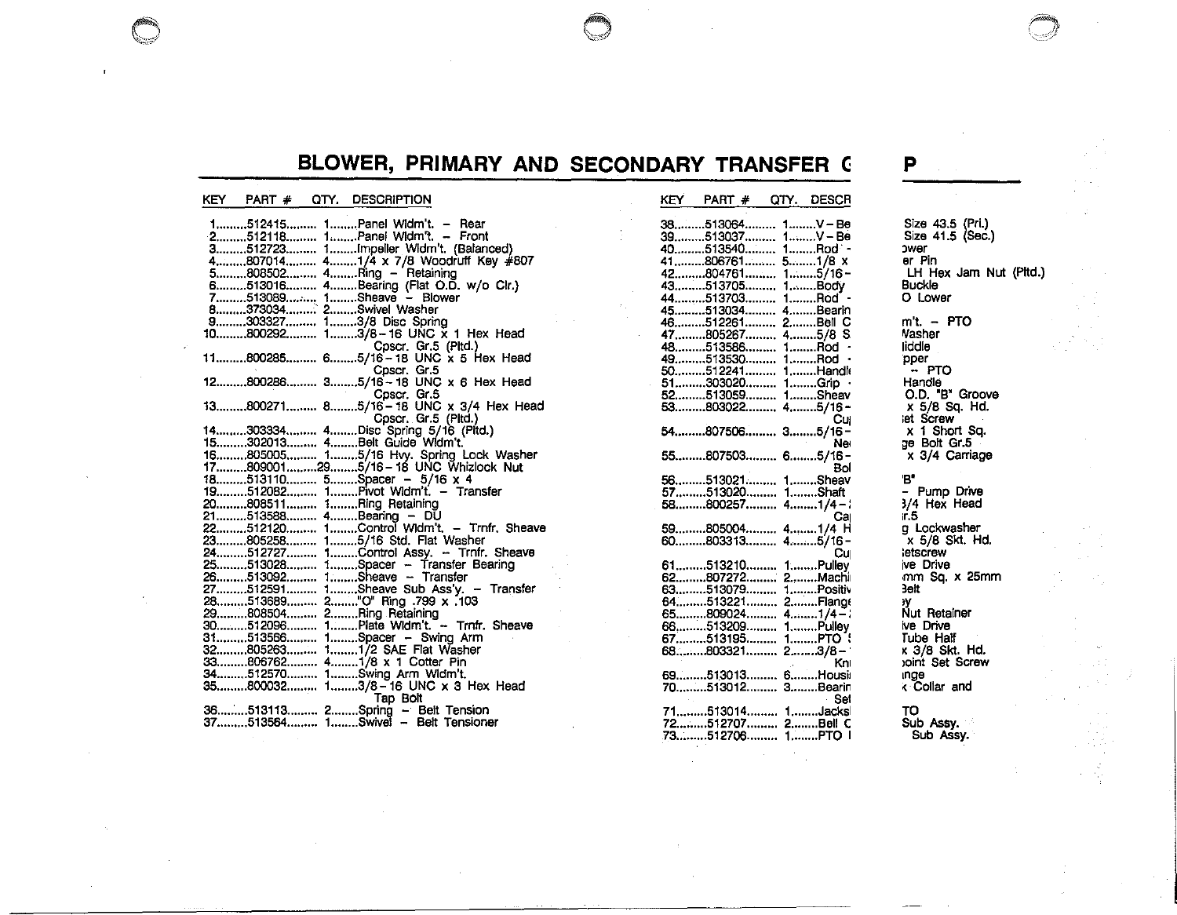# BLOWER, PRIMARY AND SECONDARY TRANSFER G                P

| KEY | PART # | QTY. | DESCRIPTION |
|---|---|---|---|
| 1 | 512415 | 1 | Panel Wldm't. – Rear |
| 2 | 512118 | 1 | Panel Wldm't. – Front |
| 3 | 512723 | 1 | Impeller Wldm't. (Balanced) |
| 4 | 807014 | 4 | 1/4 x 7/8 Woodruff Key #807 |
| 5 | 808502 | 4 | Ring – Retaining |
| 6 | 513016 | 4 | Bearing (Flat O.D. w/o Clr.) |
| 7 | 513089 | 1 | Sheave – Blower |
| 8 | 373034 | 2 | Swivel Washer |
| 9 | 303327 | 1 | 3/8 Disc Spring |
| 10 | 800292 | 1 | 3/8–16 UNC x 1 Hex Head Cpscr. Gr.5 (Pltd.) |
| 11 | 800285 | 6 | 5/16–18 UNC x 5 Hex Head Cpscr. Gr.5 |
| 12 | 800286 | 3 | 5/16–18 UNC x 6 Hex Head Cpscr. Gr.5 |
| 13 | 800271 | 8 | 5/16–18 UNC x 3/4 Hex Head Cpscr. Gr.5 (Pltd.) |
| 14 | 303334 | 4 | Disc Spring 5/16 (Pltd.) |
| 15 | 302013 | 4 | Belt Guide Wldm't. |
| 16 | 805005 | 1 | 5/16 Hvy. Spring Lock Washer |
| 17 | 809001 | 29 | 5/16–18 UNC Whizlock Nut |
| 18 | 513110 | 5 | Spacer – 5/16 x 4 |
| 19 | 512082 | 1 | Pivot Wldm't. – Transfer |
| 20 | 808511 | 1 | Ring Retaining |
| 21 | 513588 | 4 | Bearing – DU |
| 22 | 512120 | 1 | Control Wldm't. – Trnfr. Sheave |
| 23 | 805258 | 1 | 5/16 Std. Flat Washer |
| 24 | 512727 | 1 | Control Assy. – Trnfr. Sheave |
| 25 | 513028 | 1 | Spacer – Transfer Bearing |
| 26 | 513092 | 1 | Sheave – Transfer |
| 27 | 512591 | 1 | Sheave Sub Ass'y. – Transfer |
| 28 | 513689 | 2 | "O" Ring .799 x .103 |
| 29 | 808504 | 2 | Ring Retaining |
| 30 | 512096 | 1 | Plate Wldm't. – Trnfr. Sheave |
| 31 | 513566 | 1 | Spacer – Swing Arm |
| 32 | 805263 | 1 | 1/2 SAE Flat Washer |
| 33 | 806762 | 4 | 1/8 x 1 Cotter Pin |
| 34 | 512570 | 1 | Swing Arm Wldm't. |
| 35 | 800032 | 1 | 3/8–16 UNC x 3 Hex Head Tap Bolt |
| 36 | 513113 | 2 | Spring – Belt Tension |
| 37 | 513564 | 1 | Swivel – Belt Tensioner |

| KEY | PART # | QTY. | DESCR |
|---|---|---|---|
| 38 | 513064 | 1 | V–Be     Size 43.5 (Pri.) |
| 39 | 513037 | 1 | V–Be     Size 41.5 (Sec.) |
| 40 | 513540 | 1 | Rod -     ɔwer |
| 41 | 806761 | 5 | 1/8 x     er Pin |
| 42 | 804761 | 1 | 5/16–     LH Hex Jam Nut (Pltd.) |
| 43 | 513705 | 1 | Body     Buckle |
| 44 | 513703 | 1 | Rod -     O Lower |
| 45 | 513034 | 4 | Bearin |
| 46 | 512261 | 2 | Bell C     m't. – PTO |
| 47 | 805267 | 4 | 5/8 S     Washer |
| 48 | 513586 | 1 | Rod -     liddle |
| 49 | 513530 | 1 | Rod -     pper |
| 50 | 512241 | 1 | Handl     – PTO |
| 51 | 303020 | 1 | Grip -     Handle |
| 52 | 513059 | 1 | Sheav     O.D. "B" Groove |
| 53 | 803022 | 4 | 5/16–     x 5/8 Sq. Hd. Cu     et Screw |
| 54 | 807506 | 3 | 5/16–     x 1 Short Sq. Ne     ge Bolt Gr.5 |
| 55 | 807503 | 6 | 5/16–     x 3/4 Carriage Bol |
| 56 | 513021 | 1 | Sheav     'B' |
| 57 | 513020 | 1 | Shaft     – Pump Drive |
| 58 | 800257 | 4 | 1/4–     3/4 Hex Head Ca     r.5 |
| 59 | 805004 | 4 | 1/4 H     g Lockwasher |
| 60 | 803313 | 4 | 5/16–     x 5/8 Skt. Hd. Cu     etscrew |
| 61 | 513210 | 1 | Pulley     ive Drive |
| 62 | 807272 | 2 | Machi     mm Sq. x 25mm |
| 63 | 513079 | 1 | Positiv     Belt |
| 64 | 513221 | 2 | Flange     y |
| 65 | 809024 | 4 | 1/4–     Nut Retainer |
| 66 | 513209 | 1 | Pulley     ive Drive |
| 67 | 513195 | 1 | PTO     Tube Half |
| 68 | 803321 | 2 | 3/8–     x 3/8 Skt. Hd. Kn     oint Set Screw |
| 69 | 513013 | 6 | Housi     nge |
| 70 | 513012 | 3 | Bearin     Collar and Se |
| 71 | 513014 | 1 | Jacks     TO |
| 72 | 512707 | 2 | Bell C     Sub Assy. |
| 73 | 512706 | 1 | PTO     Sub Assy. |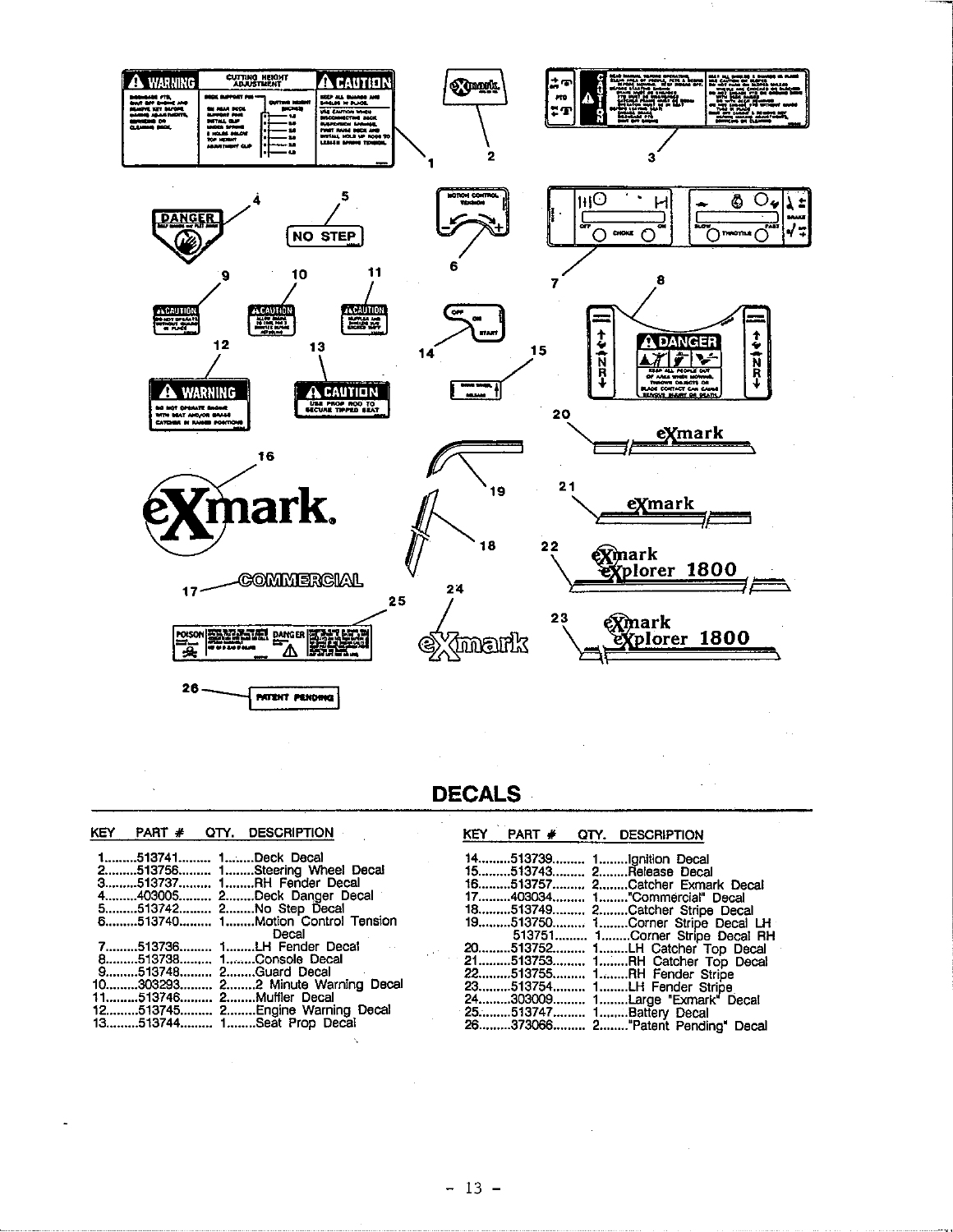## DECALS

| KEY | PART # | QTY. | DESCRIPTION |
|---|---|---|---|
| 1 | 513741 | 1 | Deck Decal |
| 2 | 513756 | 1 | Steering Wheel Decal |
| 3 | 513737 | 1 | RH Fender Decal |
| 4 | 403005 | 2 | Deck Danger Decal |
| 5 | 513742 | 2 | No Step Decal |
| 6 | 513740 | 1 | Motion Control Tension Decal |
| 7 | 513736 | 1 | LH Fender Decal |
| 8 | 513738 | 1 | Console Decal |
| 9 | 513748 | 2 | Guard Decal |
| 10 | 303293 | 2 | 2 Minute Warning Decal |
| 11 | 513746 | 2 | Muffler Decal |
| 12 | 513745 | 2 | Engine Warning Decal |
| 13 | 513744 | 1 | Seat Prop Decal |
| 14 | 513739 | 1 | Ignition Decal |
| 15 | 513743 | 2 | Release Decal |
| 16 | 513757 | 2 | Catcher Exmark Decal |
| 17 | 403034 | 1 | "Commercial" Decal |
| 18 | 513749 | 2 | Catcher Stripe Decal |
| 19 | 513750 | 1 | Corner Stripe Decal LH |
| | 513751 | 1 | Corner Stripe Decal RH |
| 20 | 513752 | 1 | LH Catcher Top Decal |
| 21 | 513753 | 1 | RH Catcher Top Decal |
| 22 | 513755 | 1 | RH Fender Stripe |
| 23 | 513754 | 1 | LH Fender Stripe |
| 24 | 303009 | 1 | Large "Exmark" Decal |
| 25 | 513747 | 1 | Battery Decal |
| 26 | 373066 | 2 | "Patent Pending" Decal |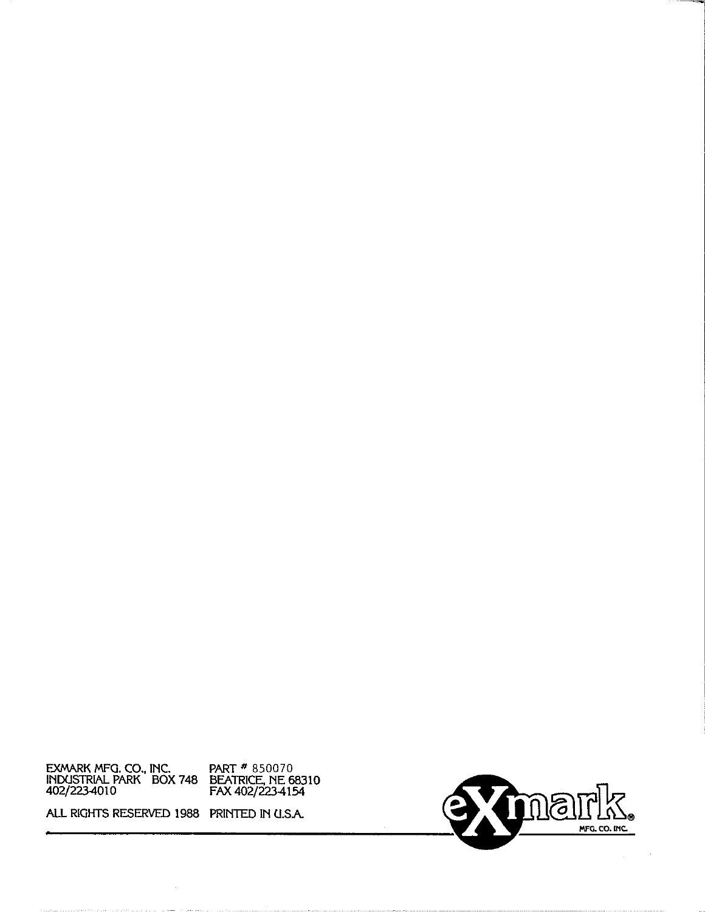EXMARK MFG. CO., INC.
INDUSTRIAL PARK BOX 748
402/223-4010

PART # 850070
BEATRICE, NE 68310
FAX 402/223-4154

ALL RIGHTS RESERVED 1988 PRINTED IN U.S.A.

eXmark® MFG. CO. INC.